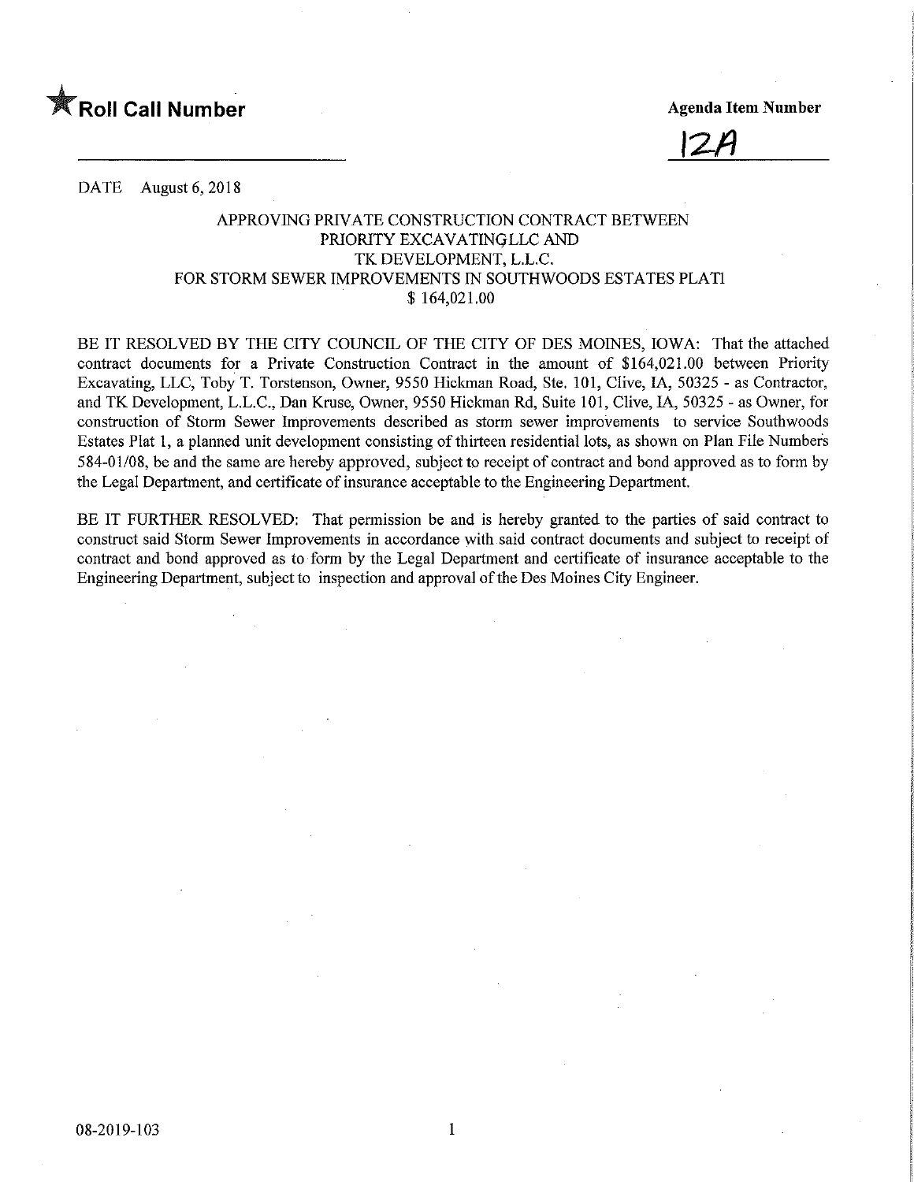★**Roll Call Number**

**Agenda Item Number**

12A

DATE August 6, 2018

APPROVING PRIVATE CONSTRUCTION CONTRACT BETWEEN
PRIORITY EXCAVATING LLC AND
TK DEVELOPMENT, L.L.C.
FOR STORM SEWER IMPROVEMENTS IN SOUTHWOODS ESTATES PLAT1
$ 164,021.00

BE IT RESOLVED BY THE CITY COUNCIL OF THE CITY OF DES MOINES, IOWA: That the attached contract documents for a Private Construction Contract in the amount of $164,021.00 between Priority Excavating, LLC, Toby T. Torstenson, Owner, 9550 Hickman Road, Ste. 101, Clive, IA, 50325 - as Contractor, and TK Development, L.L.C., Dan Kruse, Owner, 9550 Hickman Rd, Suite 101, Clive, IA, 50325 - as Owner, for construction of Storm Sewer Improvements described as storm sewer improvements to service Southwoods Estates Plat 1, a planned unit development consisting of thirteen residential lots, as shown on Plan File Numbers 584-01/08, be and the same are hereby approved, subject to receipt of contract and bond approved as to form by the Legal Department, and certificate of insurance acceptable to the Engineering Department.

BE IT FURTHER RESOLVED: That permission be and is hereby granted to the parties of said contract to construct said Storm Sewer Improvements in accordance with said contract documents and subject to receipt of contract and bond approved as to form by the Legal Department and certificate of insurance acceptable to the Engineering Department, subject to inspection and approval of the Des Moines City Engineer.

08-2019-103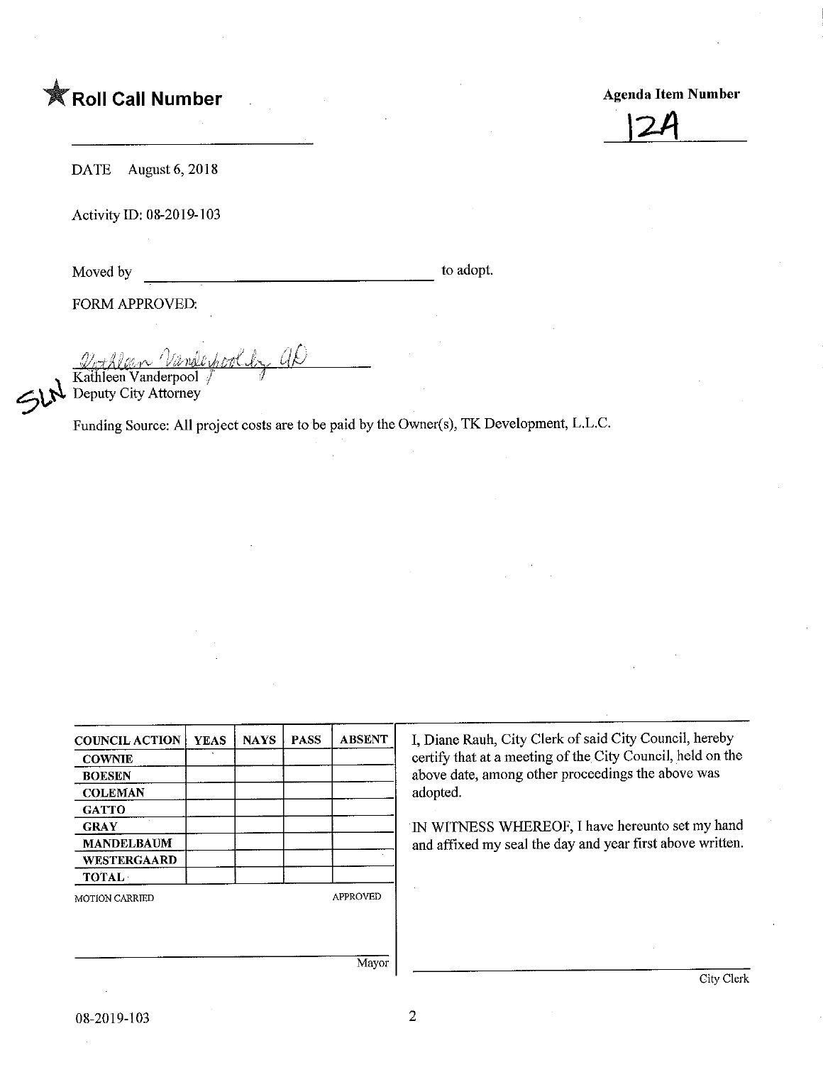**★ Roll Call Number**

**Agenda Item Number**

12A

DATE August 6, 2018

Activity ID: 08-2019-103

Moved by ______________________________ to adopt.

FORM APPROVED:

Kathleen Vanderpool by GD

Kathleen Vanderpool
Deputy City Attorney

SLN

Funding Source: All project costs are to be paid by the Owner(s), TK Development, L.L.C.

| COUNCIL ACTION | YEAS | NAYS | PASS | ABSENT |
|---|---|---|---|---|
| COWNIE | | | | |
| BOESEN | | | | |
| COLEMAN | | | | |
| GATTO | | | | |
| GRAY | | | | |
| MANDELBAUM | | | | |
| WESTERGAARD | | | | |
| TOTAL | | | | |

MOTION CARRIED APPROVED

______________________________
Mayor

I, Diane Rauh, City Clerk of said City Council, hereby certify that at a meeting of the City Council, held on the above date, among other proceedings the above was adopted.

IN WITNESS WHEREOF, I have hereunto set my hand and affixed my seal the day and year first above written.

______________________________
City Clerk

08-2019-103